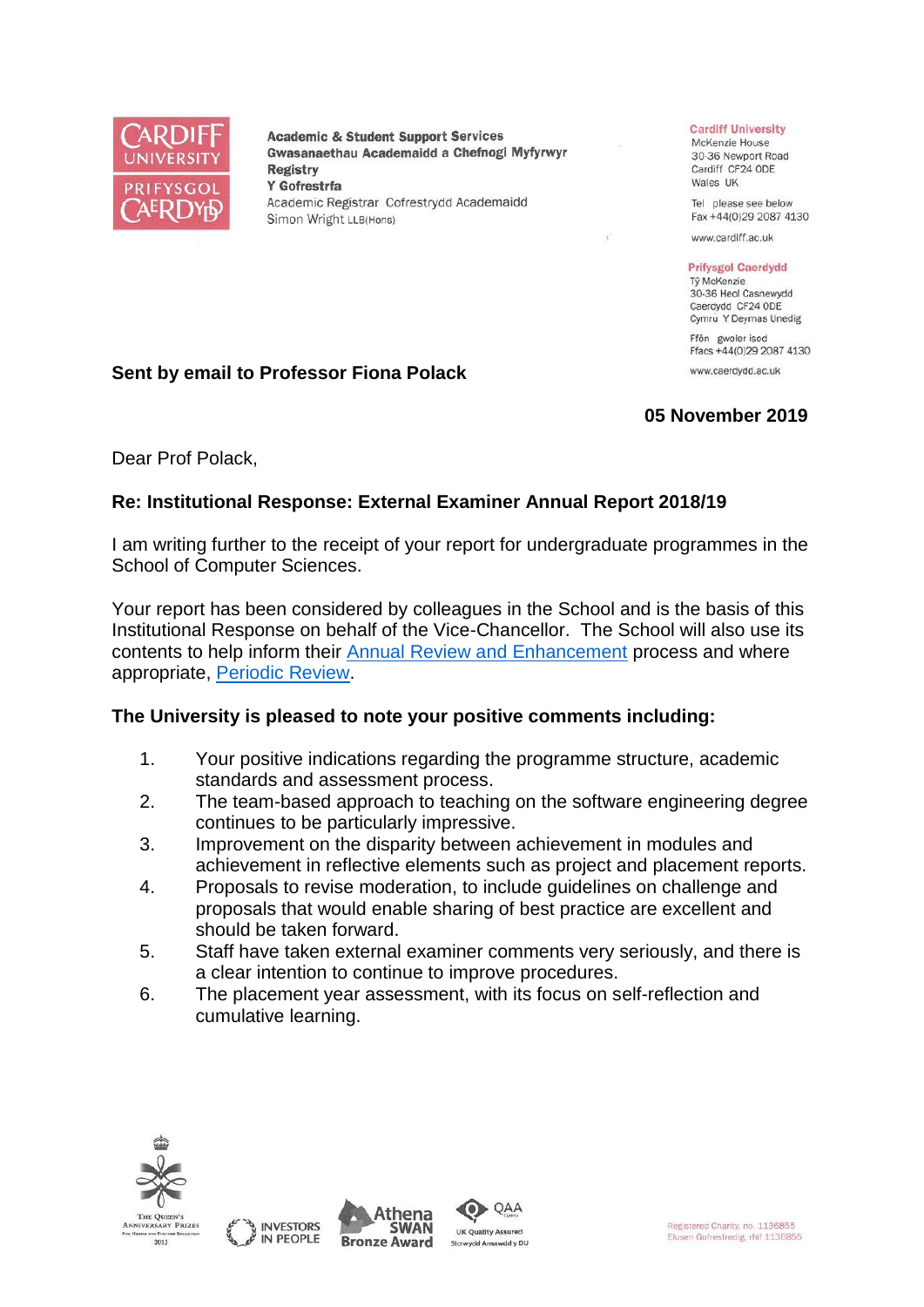CARDIFF UNIVERSITY
PRIFYSGOL CAERDYD

**Academic & Student Support Services**
**Gwasanaethau Academaidd a Chefnogi Myfyrwyr**
**Registry**
**Y Gofrestrfa**
Academic Registrar Cofrestrydd Academaidd
Simon Wright LLB(Hons)

**Cardiff University**
McKenzie House
30-36 Newport Road
Cardiff CF24 0DE
Wales UK

Tel please see below
Fax +44(0)29 2087 4130

www.cardiff.ac.uk

**Prifysgol Caerdydd**
Tŷ McKenzie
30-36 Heol Casnewydd
Caerdydd CF24 0DE
Cymru Y Deyrnas Unedig

Ffôn gweler isod
Ffacs +44(0)29 2087 4130

www.caerdydd.ac.uk

**Sent by email to Professor Fiona Polack**

**05 November 2019**

Dear Prof Polack,

**Re: Institutional Response: External Examiner Annual Report 2018/19**

I am writing further to the receipt of your report for undergraduate programmes in the School of Computer Sciences.

Your report has been considered by colleagues in the School and is the basis of this Institutional Response on behalf of the Vice-Chancellor. The School will also use its contents to help inform their Annual Review and Enhancement process and where appropriate, Periodic Review.

**The University is pleased to note your positive comments including:**

1. Your positive indications regarding the programme structure, academic standards and assessment process.
2. The team-based approach to teaching on the software engineering degree continues to be particularly impressive.
3. Improvement on the disparity between achievement in modules and achievement in reflective elements such as project and placement reports.
4. Proposals to revise moderation, to include guidelines on challenge and proposals that would enable sharing of best practice are excellent and should be taken forward.
5. Staff have taken external examiner comments very seriously, and there is a clear intention to continue to improve procedures.
6. The placement year assessment, with its focus on self-reflection and cumulative learning.

The Queen's Anniversary Prizes 2013 | Investors in People | Athena SWAN Bronze Award | QAA UK Quality Assured Sicrwydd Ansawdd y DU

Registered Charity, no. 1136855
Elusen Gofrestredig, rhif 1136855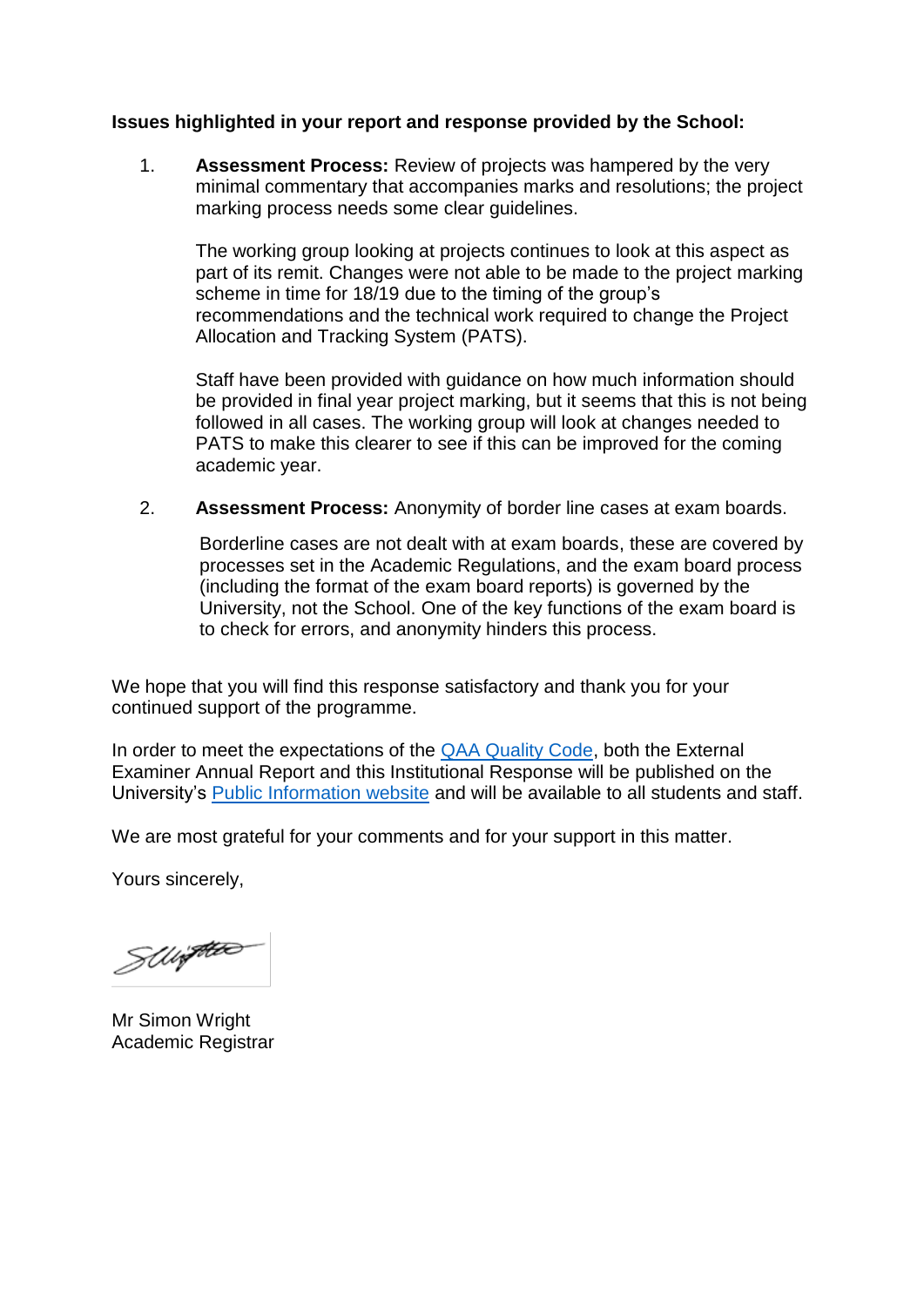**Issues highlighted in your report and response provided by the School:**

1. **Assessment Process:** Review of projects was hampered by the very minimal commentary that accompanies marks and resolutions; the project marking process needs some clear guidelines.

   The working group looking at projects continues to look at this aspect as part of its remit. Changes were not able to be made to the project marking scheme in time for 18/19 due to the timing of the group's recommendations and the technical work required to change the Project Allocation and Tracking System (PATS).

   Staff have been provided with guidance on how much information should be provided in final year project marking, but it seems that this is not being followed in all cases. The working group will look at changes needed to PATS to make this clearer to see if this can be improved for the coming academic year.

2. **Assessment Process:** Anonymity of border line cases at exam boards.

   Borderline cases are not dealt with at exam boards, these are covered by processes set in the Academic Regulations, and the exam board process (including the format of the exam board reports) is governed by the University, not the School. One of the key functions of the exam board is to check for errors, and anonymity hinders this process.

We hope that you will find this response satisfactory and thank you for your continued support of the programme.

In order to meet the expectations of the QAA Quality Code, both the External Examiner Annual Report and this Institutional Response will be published on the University's Public Information website and will be available to all students and staff.

We are most grateful for your comments and for your support in this matter.

Yours sincerely,

Mr Simon Wright
Academic Registrar